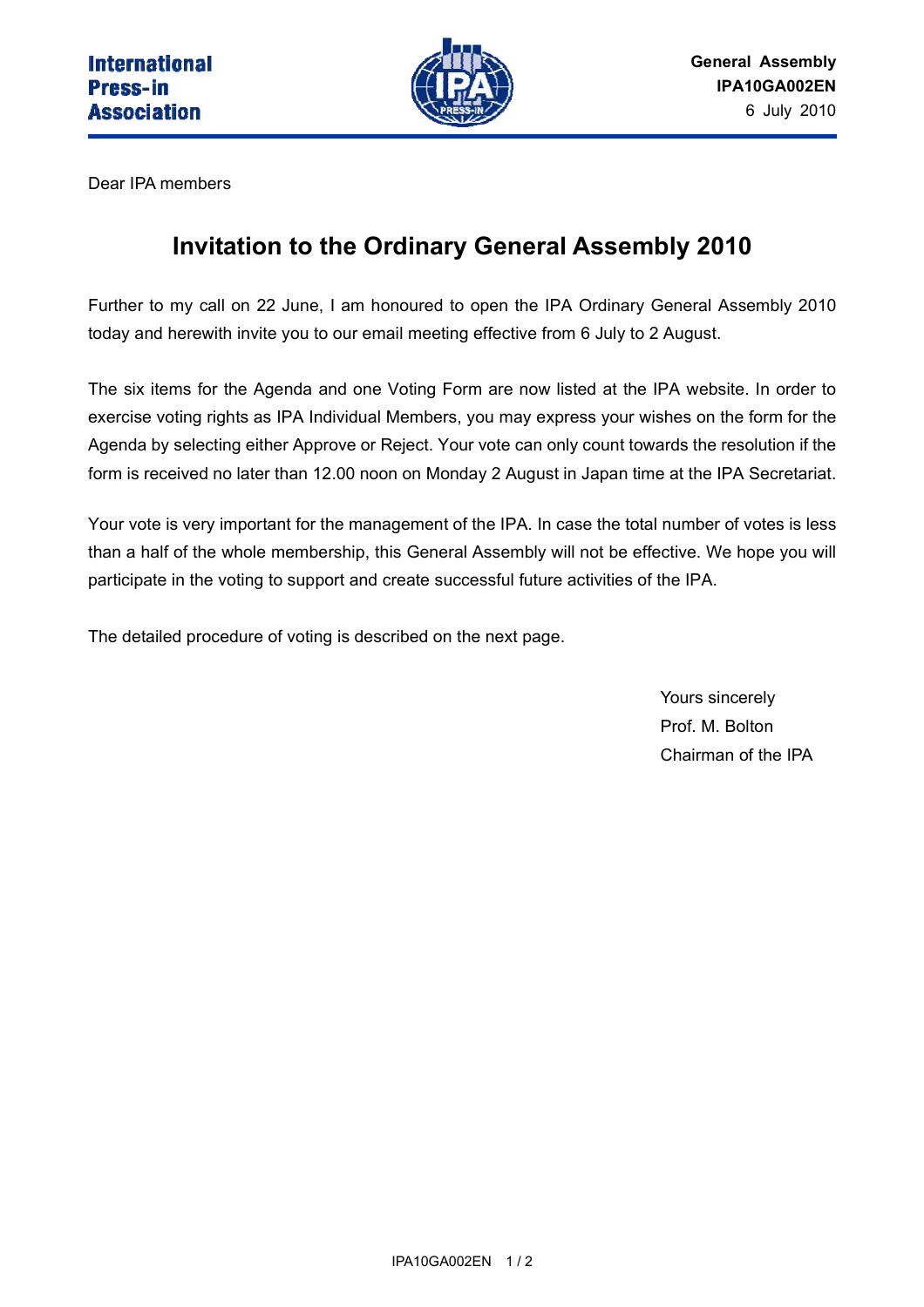International
Press-in
Association

**General Assembly**
**IPA10GA002EN**
6 July 2010

Dear IPA members

# Invitation to the Ordinary General Assembly 2010

Further to my call on 22 June, I am honoured to open the IPA Ordinary General Assembly 2010 today and herewith invite you to our email meeting effective from 6 July to 2 August.

The six items for the Agenda and one Voting Form are now listed at the IPA website. In order to exercise voting rights as IPA Individual Members, you may express your wishes on the form for the Agenda by selecting either Approve or Reject. Your vote can only count towards the resolution if the form is received no later than 12.00 noon on Monday 2 August in Japan time at the IPA Secretariat.

Your vote is very important for the management of the IPA. In case the total number of votes is less than a half of the whole membership, this General Assembly will not be effective. We hope you will participate in the voting to support and create successful future activities of the IPA.

The detailed procedure of voting is described on the next page.

Yours sincerely
Prof. M. Bolton
Chairman of the IPA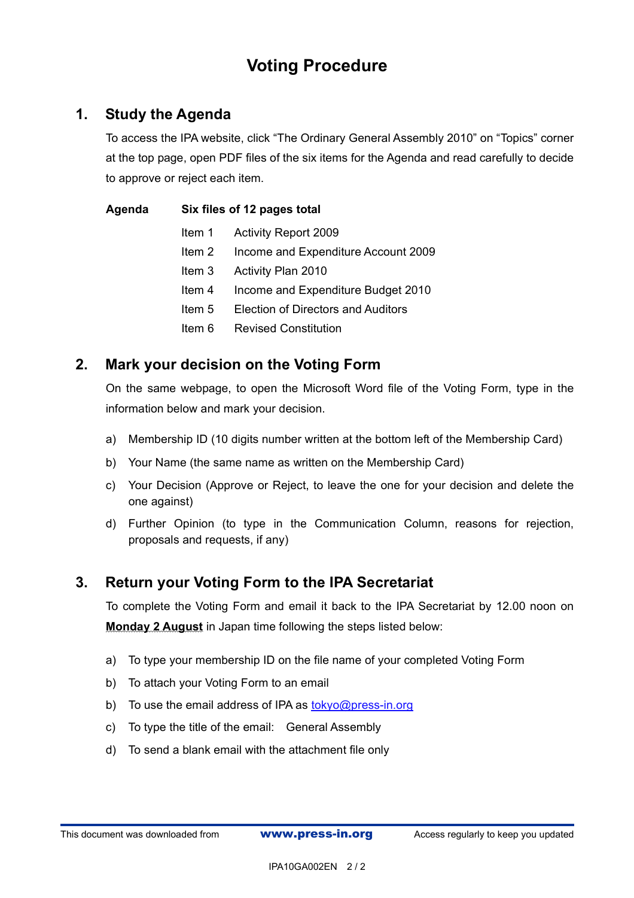# Voting Procedure

## 1. Study the Agenda

To access the IPA website, click "The Ordinary General Assembly 2010" on "Topics" corner at the top page, open PDF files of the six items for the Agenda and read carefully to decide to approve or reject each item.

**Agenda** **Six files of 12 pages total**

| | |
|---|---|
| Item 1 | Activity Report 2009 |
| Item 2 | Income and Expenditure Account 2009 |
| Item 3 | Activity Plan 2010 |
| Item 4 | Income and Expenditure Budget 2010 |
| Item 5 | Election of Directors and Auditors |
| Item 6 | Revised Constitution |

## 2. Mark your decision on the Voting Form

On the same webpage, to open the Microsoft Word file of the Voting Form, type in the information below and mark your decision.

a) Membership ID (10 digits number written at the bottom left of the Membership Card)

b) Your Name (the same name as written on the Membership Card)

c) Your Decision (Approve or Reject, to leave the one for your decision and delete the one against)

d) Further Opinion (to type in the Communication Column, reasons for rejection, proposals and requests, if any)

## 3. Return your Voting Form to the IPA Secretariat

To complete the Voting Form and email it back to the IPA Secretariat by 12.00 noon on **Monday 2 August** in Japan time following the steps listed below:

a) To type your membership ID on the file name of your completed Voting Form

b) To attach your Voting Form to an email

b) To use the email address of IPA as tokyo@press-in.org

c) To type the title of the email: General Assembly

d) To send a blank email with the attachment file only

This document was downloaded from **www.press-in.org** Access regularly to keep you updated

IPA10GA002EN